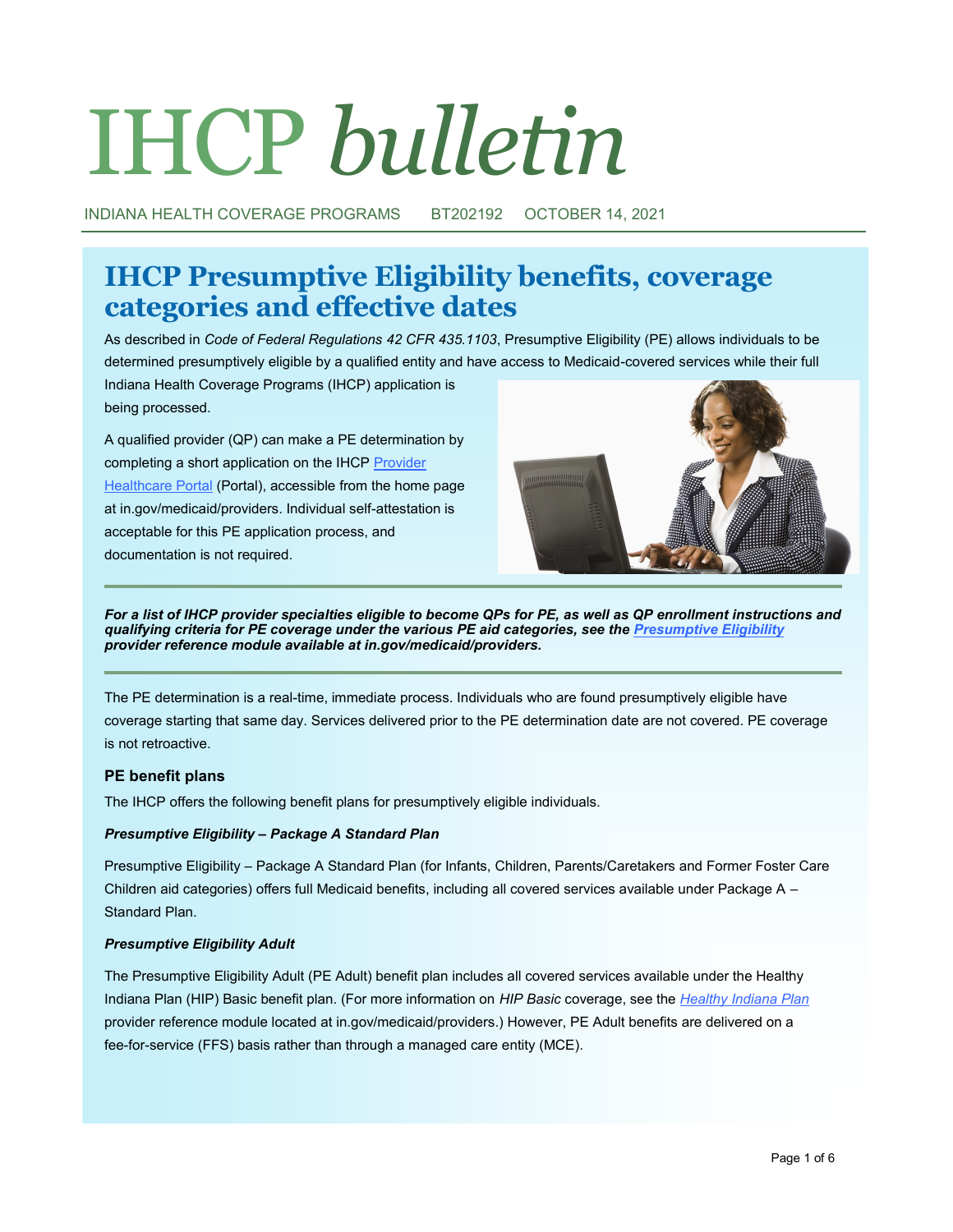# IHCP *bulletin*

INDIANA HEALTH COVERAGE PROGRAMS BT202192 OCTOBER 14, 2021

## IHCP Presumptive Eligibility benefits, coverage categories and effective dates

As described in *Code of Federal Regulations 42 CFR 435.1103*, Presumptive Eligibility (PE) allows individuals to be determined presumptively eligible by a qualified entity and have access to Medicaid-covered services while their full Indiana Health Coverage Programs (IHCP) application is being processed.

A qualified provider (QP) can make a PE determination by completing a short application on the IHCP Provider Healthcare Portal (Portal), accessible from the home page at in.gov/medicaid/providers. Individual self-attestation is acceptable for this PE application process, and documentation is not required.

***For a list of IHCP provider specialties eligible to become QPs for PE, as well as QP enrollment instructions and qualifying criteria for PE coverage under the various PE aid categories, see the Presumptive Eligibility provider reference module available at in.gov/medicaid/providers.***

The PE determination is a real-time, immediate process. Individuals who are found presumptively eligible have coverage starting that same day. Services delivered prior to the PE determination date are not covered. PE coverage is not retroactive.

### PE benefit plans

The IHCP offers the following benefit plans for presumptively eligible individuals.

***Presumptive Eligibility – Package A Standard Plan***

Presumptive Eligibility – Package A Standard Plan (for Infants, Children, Parents/Caretakers and Former Foster Care Children aid categories) offers full Medicaid benefits, including all covered services available under Package A – Standard Plan.

***Presumptive Eligibility Adult***

The Presumptive Eligibility Adult (PE Adult) benefit plan includes all covered services available under the Healthy Indiana Plan (HIP) Basic benefit plan. (For more information on *HIP Basic* coverage, see the *Healthy Indiana Plan* provider reference module located at in.gov/medicaid/providers.) However, PE Adult benefits are delivered on a fee-for-service (FFS) basis rather than through a managed care entity (MCE).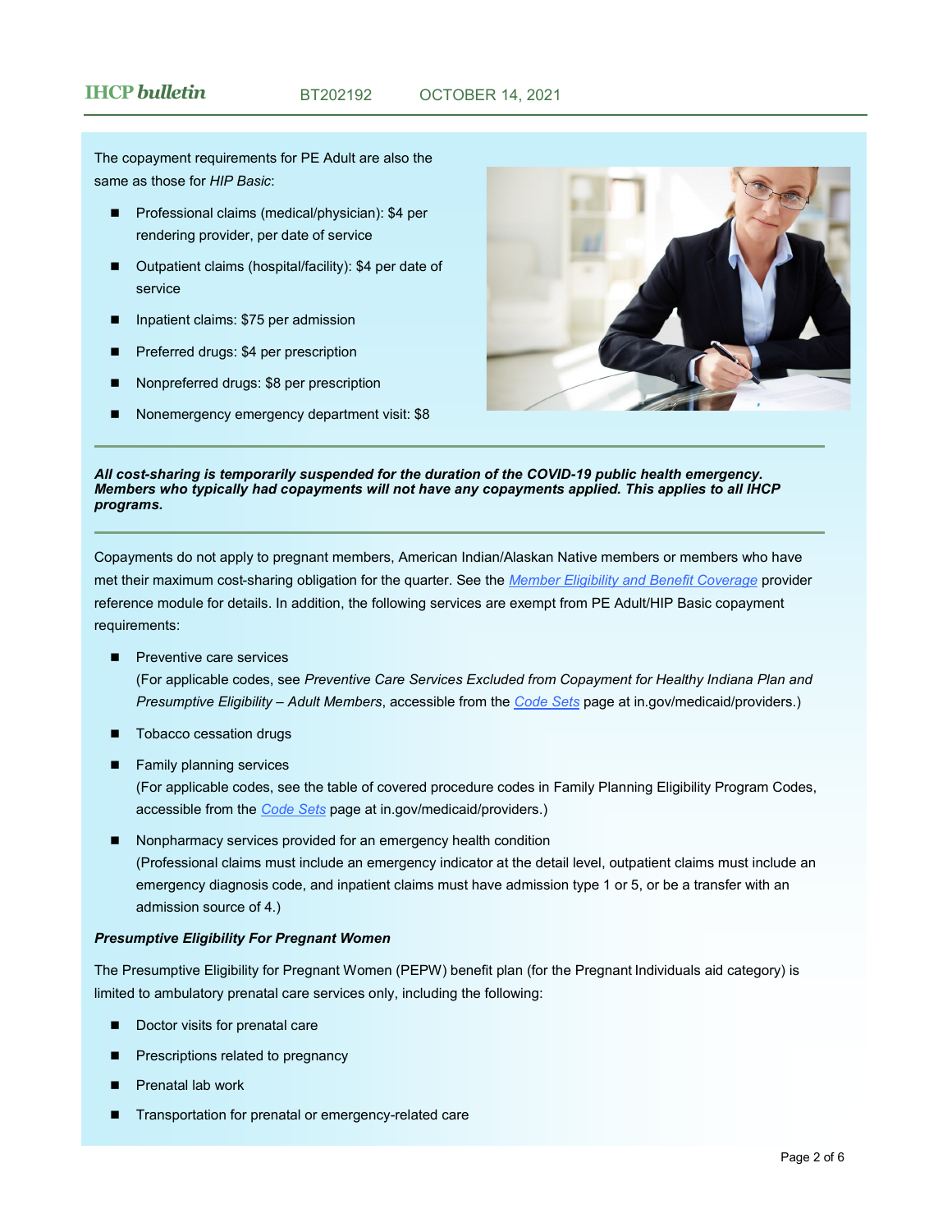The copayment requirements for PE Adult are also the same as those for *HIP Basic*:

- Professional claims (medical/physician): $4 per rendering provider, per date of service
- Outpatient claims (hospital/facility): $4 per date of service
- Inpatient claims: $75 per admission
- Preferred drugs: $4 per prescription
- Nonpreferred drugs: $8 per prescription
- Nonemergency emergency department visit: $8

***All cost-sharing is temporarily suspended for the duration of the COVID-19 public health emergency. Members who typically had copayments will not have any copayments applied. This applies to all IHCP programs.***

Copayments do not apply to pregnant members, American Indian/Alaskan Native members or members who have met their maximum cost-sharing obligation for the quarter. See the *Member Eligibility and Benefit Coverage* provider reference module for details. In addition, the following services are exempt from PE Adult/HIP Basic copayment requirements:

- Preventive care services
  (For applicable codes, see *Preventive Care Services Excluded from Copayment for Healthy Indiana Plan and Presumptive Eligibility – Adult Members*, accessible from the *Code Sets* page at in.gov/medicaid/providers.)
- Tobacco cessation drugs
- Family planning services
  (For applicable codes, see the table of covered procedure codes in Family Planning Eligibility Program Codes, accessible from the *Code Sets* page at in.gov/medicaid/providers.)
- Nonpharmacy services provided for an emergency health condition
  (Professional claims must include an emergency indicator at the detail level, outpatient claims must include an emergency diagnosis code, and inpatient claims must have admission type 1 or 5, or be a transfer with an admission source of 4.)

***Presumptive Eligibility For Pregnant Women***

The Presumptive Eligibility for Pregnant Women (PEPW) benefit plan (for the Pregnant Individuals aid category) is limited to ambulatory prenatal care services only, including the following:

- Doctor visits for prenatal care
- Prescriptions related to pregnancy
- Prenatal lab work
- Transportation for prenatal or emergency-related care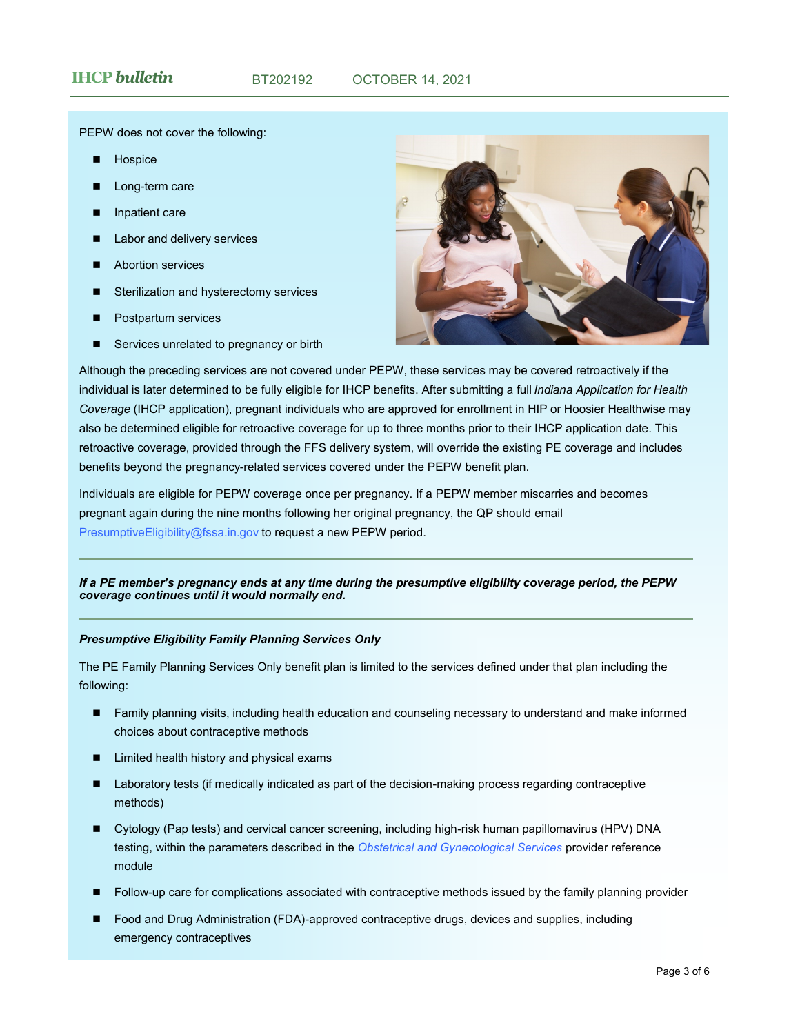PEPW does not cover the following:

- Hospice
- Long-term care
- Inpatient care
- Labor and delivery services
- Abortion services
- Sterilization and hysterectomy services
- Postpartum services
- Services unrelated to pregnancy or birth

Although the preceding services are not covered under PEPW, these services may be covered retroactively if the individual is later determined to be fully eligible for IHCP benefits. After submitting a full *Indiana Application for Health Coverage* (IHCP application), pregnant individuals who are approved for enrollment in HIP or Hoosier Healthwise may also be determined eligible for retroactive coverage for up to three months prior to their IHCP application date. This retroactive coverage, provided through the FFS delivery system, will override the existing PE coverage and includes benefits beyond the pregnancy-related services covered under the PEPW benefit plan.

Individuals are eligible for PEPW coverage once per pregnancy. If a PEPW member miscarries and becomes pregnant again during the nine months following her original pregnancy, the QP should email PresumptiveEligibility@fssa.in.gov to request a new PEPW period.

***If a PE member's pregnancy ends at any time during the presumptive eligibility coverage period, the PEPW coverage continues until it would normally end.***

***Presumptive Eligibility Family Planning Services Only***

The PE Family Planning Services Only benefit plan is limited to the services defined under that plan including the following:

- Family planning visits, including health education and counseling necessary to understand and make informed choices about contraceptive methods
- Limited health history and physical exams
- Laboratory tests (if medically indicated as part of the decision-making process regarding contraceptive methods)
- Cytology (Pap tests) and cervical cancer screening, including high-risk human papillomavirus (HPV) DNA testing, within the parameters described in the *Obstetrical and Gynecological Services* provider reference module
- Follow-up care for complications associated with contraceptive methods issued by the family planning provider
- Food and Drug Administration (FDA)-approved contraceptive drugs, devices and supplies, including emergency contraceptives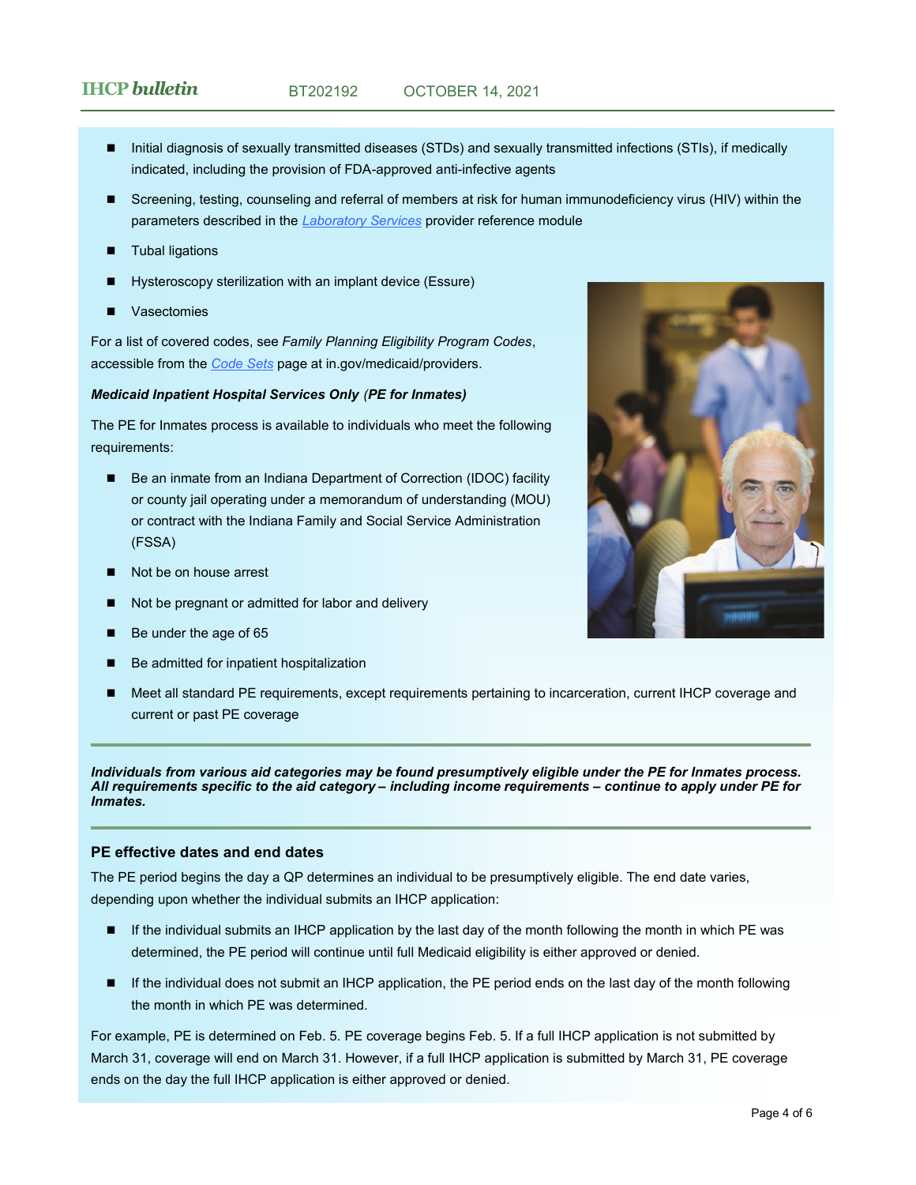- Initial diagnosis of sexually transmitted diseases (STDs) and sexually transmitted infections (STIs), if medically indicated, including the provision of FDA-approved anti-infective agents
- Screening, testing, counseling and referral of members at risk for human immunodeficiency virus (HIV) within the parameters described in the *Laboratory Services* provider reference module
- Tubal ligations
- Hysteroscopy sterilization with an implant device (Essure)
- Vasectomies

For a list of covered codes, see *Family Planning Eligibility Program Codes*, accessible from the *Code Sets* page at in.gov/medicaid/providers.

***Medicaid Inpatient Hospital Services Only (PE for Inmates)***

The PE for Inmates process is available to individuals who meet the following requirements:

- Be an inmate from an Indiana Department of Correction (IDOC) facility or county jail operating under a memorandum of understanding (MOU) or contract with the Indiana Family and Social Service Administration (FSSA)
- Not be on house arrest
- Not be pregnant or admitted for labor and delivery
- Be under the age of 65
- Be admitted for inpatient hospitalization
- Meet all standard PE requirements, except requirements pertaining to incarceration, current IHCP coverage and current or past PE coverage

---

***Individuals from various aid categories may be found presumptively eligible under the PE for Inmates process. All requirements specific to the aid category – including income requirements – continue to apply under PE for Inmates.***

---

### PE effective dates and end dates

The PE period begins the day a QP determines an individual to be presumptively eligible. The end date varies, depending upon whether the individual submits an IHCP application:

- If the individual submits an IHCP application by the last day of the month following the month in which PE was determined, the PE period will continue until full Medicaid eligibility is either approved or denied.
- If the individual does not submit an IHCP application, the PE period ends on the last day of the month following the month in which PE was determined.

For example, PE is determined on Feb. 5. PE coverage begins Feb. 5. If a full IHCP application is not submitted by March 31, coverage will end on March 31. However, if a full IHCP application is submitted by March 31, PE coverage ends on the day the full IHCP application is either approved or denied.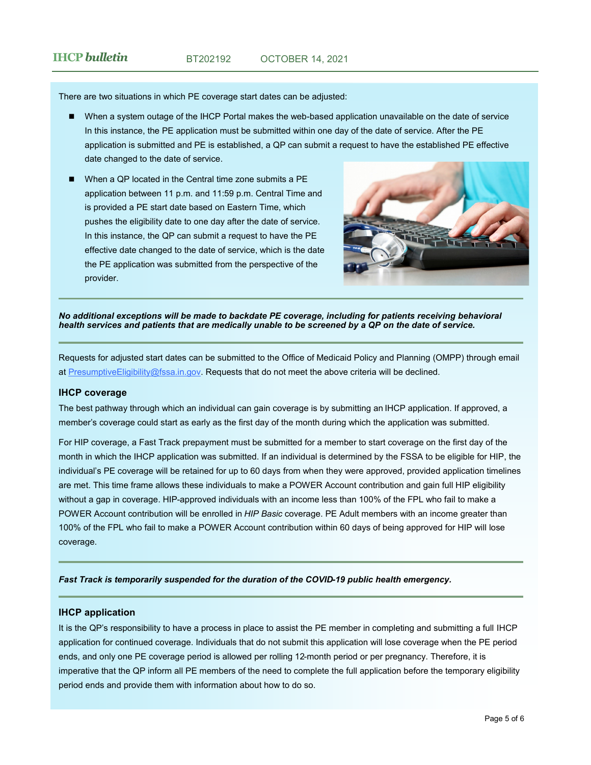There are two situations in which PE coverage start dates can be adjusted:

- When a system outage of the IHCP Portal makes the web-based application unavailable on the date of service In this instance, the PE application must be submitted within one day of the date of service. After the PE application is submitted and PE is established, a QP can submit a request to have the established PE effective date changed to the date of service.
- When a QP located in the Central time zone submits a PE application between 11 p.m. and 11:59 p.m. Central Time and is provided a PE start date based on Eastern Time, which pushes the eligibility date to one day after the date of service. In this instance, the QP can submit a request to have the PE effective date changed to the date of service, which is the date the PE application was submitted from the perspective of the provider.

***No additional exceptions will be made to backdate PE coverage, including for patients receiving behavioral health services and patients that are medically unable to be screened by a QP on the date of service.***

Requests for adjusted start dates can be submitted to the Office of Medicaid Policy and Planning (OMPP) through email at PresumptiveEligibility@fssa.in.gov. Requests that do not meet the above criteria will be declined.

### IHCP coverage

The best pathway through which an individual can gain coverage is by submitting an IHCP application. If approved, a member's coverage could start as early as the first day of the month during which the application was submitted.

For HIP coverage, a Fast Track prepayment must be submitted for a member to start coverage on the first day of the month in which the IHCP application was submitted. If an individual is determined by the FSSA to be eligible for HIP, the individual's PE coverage will be retained for up to 60 days from when they were approved, provided application timelines are met. This time frame allows these individuals to make a POWER Account contribution and gain full HIP eligibility without a gap in coverage. HIP-approved individuals with an income less than 100% of the FPL who fail to make a POWER Account contribution will be enrolled in *HIP Basic* coverage. PE Adult members with an income greater than 100% of the FPL who fail to make a POWER Account contribution within 60 days of being approved for HIP will lose coverage.

***Fast Track is temporarily suspended for the duration of the COVID-19 public health emergency.***

### IHCP application

It is the QP's responsibility to have a process in place to assist the PE member in completing and submitting a full IHCP application for continued coverage. Individuals that do not submit this application will lose coverage when the PE period ends, and only one PE coverage period is allowed per rolling 12-month period or per pregnancy. Therefore, it is imperative that the QP inform all PE members of the need to complete the full application before the temporary eligibility period ends and provide them with information about how to do so.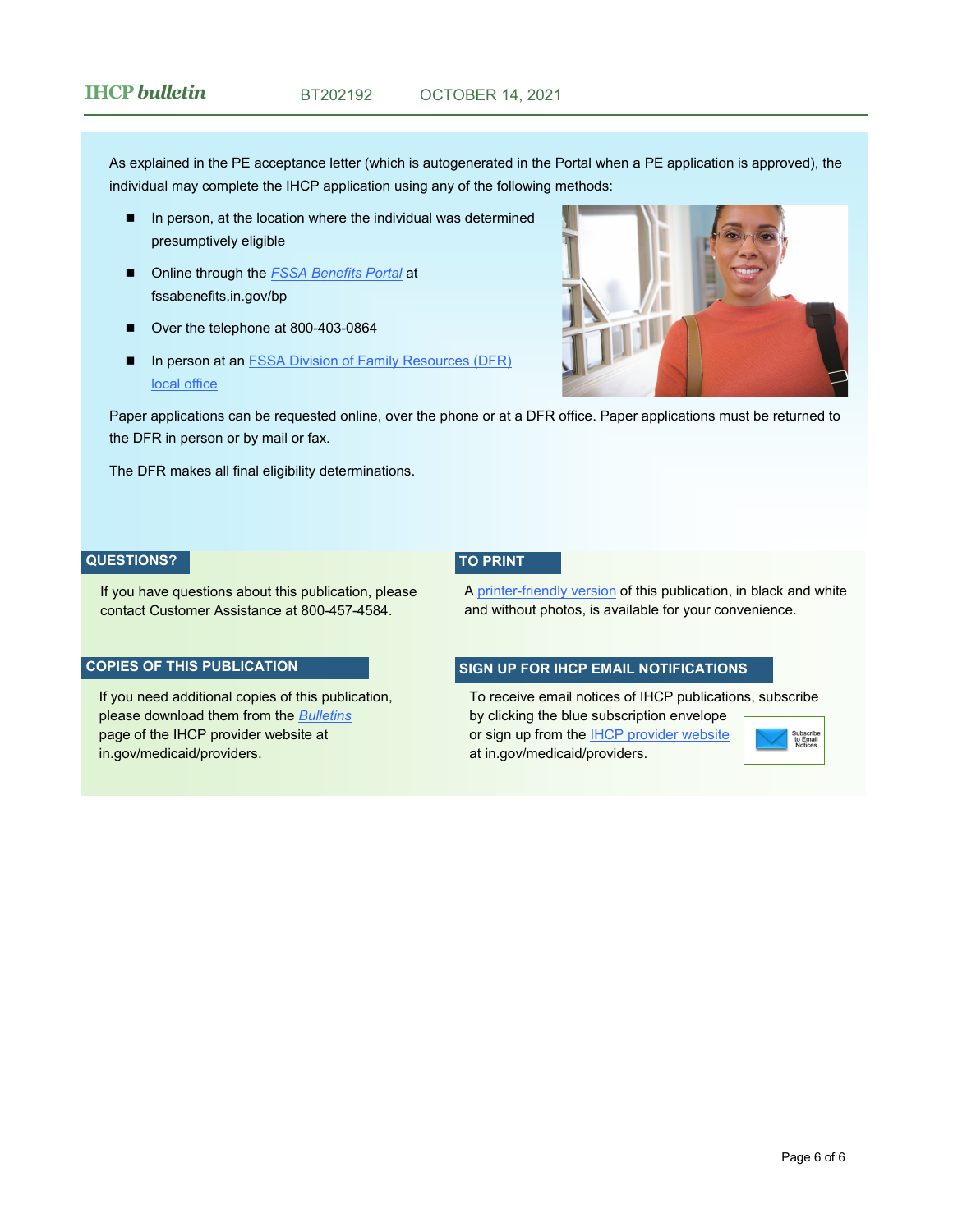As explained in the PE acceptance letter (which is autogenerated in the Portal when a PE application is approved), the individual may complete the IHCP application using any of the following methods:

- In person, at the location where the individual was determined presumptively eligible
- Online through the *FSSA Benefits Portal* at fssabenefits.in.gov/bp
- Over the telephone at 800-403-0864
- In person at an FSSA Division of Family Resources (DFR) local office

Paper applications can be requested online, over the phone or at a DFR office. Paper applications must be returned to the DFR in person or by mail or fax.

The DFR makes all final eligibility determinations.

## QUESTIONS?

If you have questions about this publication, please contact Customer Assistance at 800-457-4584.

## COPIES OF THIS PUBLICATION

If you need additional copies of this publication, please download them from the *Bulletins* page of the IHCP provider website at in.gov/medicaid/providers.

## TO PRINT

A printer-friendly version of this publication, in black and white and without photos, is available for your convenience.

## SIGN UP FOR IHCP EMAIL NOTIFICATIONS

To receive email notices of IHCP publications, subscribe by clicking the blue subscription envelope or sign up from the IHCP provider website at in.gov/medicaid/providers.

Subscribe to Email Notices